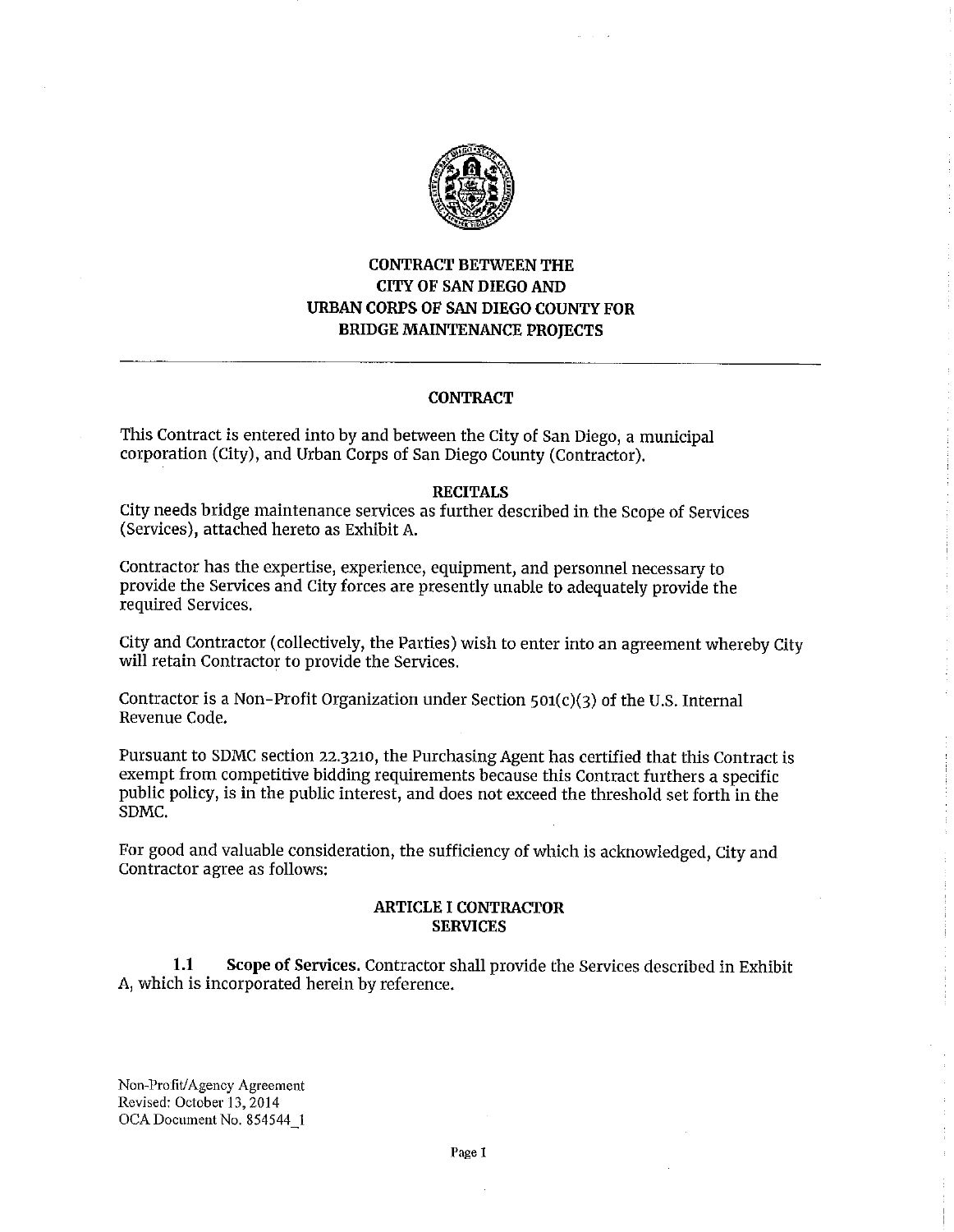# CONTRACT BETWEEN THE CITY OF SAN DIEGO AND URBAN CORPS OF SAN DIEGO COUNTY FOR BRIDGE MAINTENANCE PROJECTS

---

## CONTRACT

This Contract is entered into by and between the City of San Diego, a municipal corporation (City), and Urban Corps of San Diego County (Contractor).

### RECITALS

City needs bridge maintenance services as further described in the Scope of Services (Services), attached hereto as Exhibit A.

Contractor has the expertise, experience, equipment, and personnel necessary to provide the Services and City forces are presently unable to adequately provide the required Services.

City and Contractor (collectively, the Parties) wish to enter into an agreement whereby City will retain Contractor to provide the Services.

Contractor is a Non-Profit Organization under Section 501(c)(3) of the U.S. Internal Revenue Code.

Pursuant to SDMC section 22.3210, the Purchasing Agent has certified that this Contract is exempt from competitive bidding requirements because this Contract furthers a specific public policy, is in the public interest, and does not exceed the threshold set forth in the SDMC.

For good and valuable consideration, the sufficiency of which is acknowledged, City and Contractor agree as follows:

### ARTICLE I CONTRACTOR SERVICES

**1.1 Scope of Services.** Contractor shall provide the Services described in Exhibit A, which is incorporated herein by reference.

Non-Profit/Agency Agreement
Revised: October 13, 2014
OCA Document No. 854544_1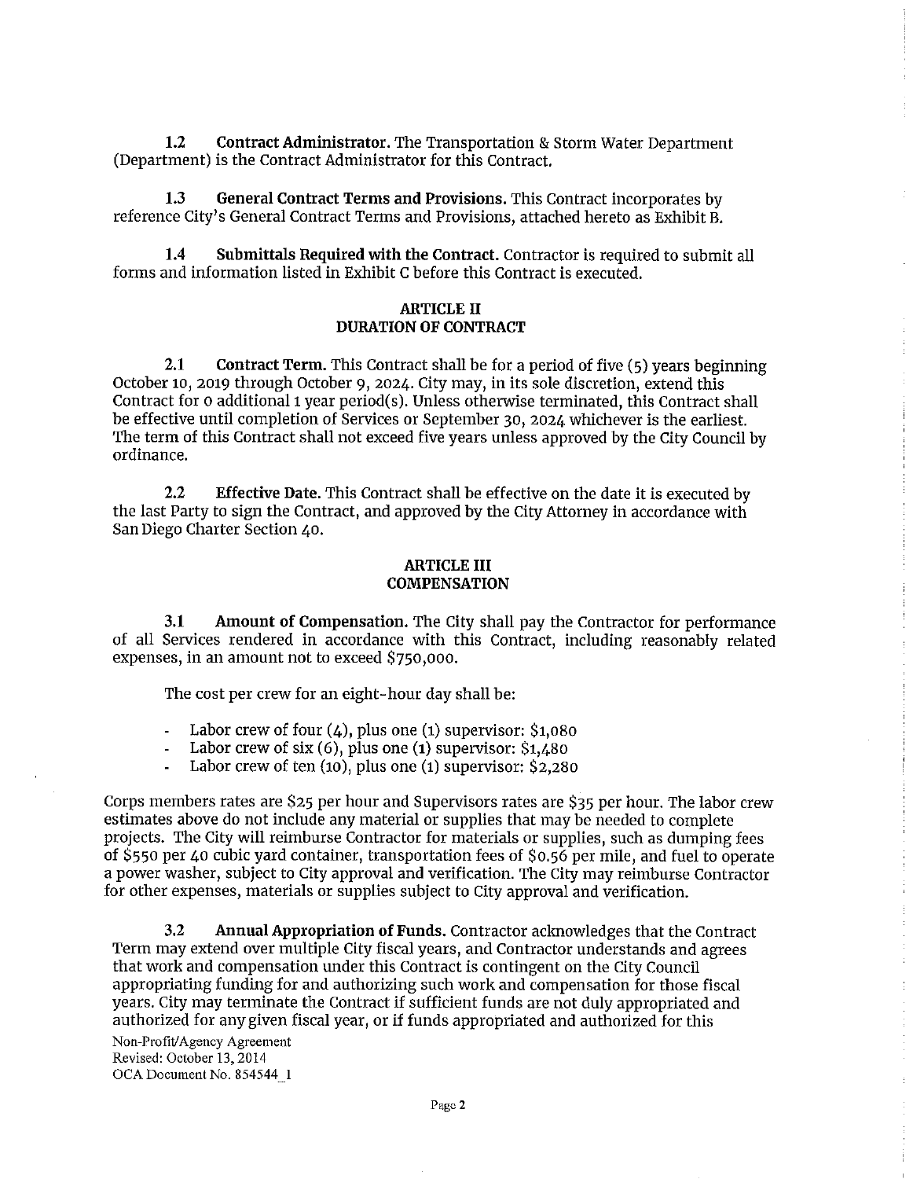**1.2 Contract Administrator.** The Transportation & Storm Water Department (Department) is the Contract Administrator for this Contract.

**1.3 General Contract Terms and Provisions.** This Contract incorporates by reference City's General Contract Terms and Provisions, attached hereto as Exhibit B.

**1.4 Submittals Required with the Contract.** Contractor is required to submit all forms and information listed in Exhibit C before this Contract is executed.

## ARTICLE II
## DURATION OF CONTRACT

**2.1 Contract Term.** This Contract shall be for a period of five (5) years beginning October 10, 2019 through October 9, 2024. City may, in its sole discretion, extend this Contract for 0 additional 1 year period(s). Unless otherwise terminated, this Contract shall be effective until completion of Services or September 30, 2024 whichever is the earliest. The term of this Contract shall not exceed five years unless approved by the City Council by ordinance.

**2.2 Effective Date.** This Contract shall be effective on the date it is executed by the last Party to sign the Contract, and approved by the City Attorney in accordance with San Diego Charter Section 40.

## ARTICLE III
## COMPENSATION

**3.1 Amount of Compensation.** The City shall pay the Contractor for performance of all Services rendered in accordance with this Contract, including reasonably related expenses, in an amount not to exceed $750,000.

The cost per crew for an eight-hour day shall be:

- Labor crew of four (4), plus one (1) supervisor: $1,080
- Labor crew of six (6), plus one (1) supervisor: $1,480
- Labor crew of ten (10), plus one (1) supervisor: $2,280

Corps members rates are $25 per hour and Supervisors rates are $35 per hour. The labor crew estimates above do not include any material or supplies that may be needed to complete projects. The City will reimburse Contractor for materials or supplies, such as dumping fees of $550 per 40 cubic yard container, transportation fees of $0.56 per mile, and fuel to operate a power washer, subject to City approval and verification. The City may reimburse Contractor for other expenses, materials or supplies subject to City approval and verification.

**3.2 Annual Appropriation of Funds.** Contractor acknowledges that the Contract Term may extend over multiple City fiscal years, and Contractor understands and agrees that work and compensation under this Contract is contingent on the City Council appropriating funding for and authorizing such work and compensation for those fiscal years. City may terminate the Contract if sufficient funds are not duly appropriated and authorized for any given fiscal year, or if funds appropriated and authorized for this

Non-Profit/Agency Agreement
Revised: October 13, 2014
OCA Document No. 854544_1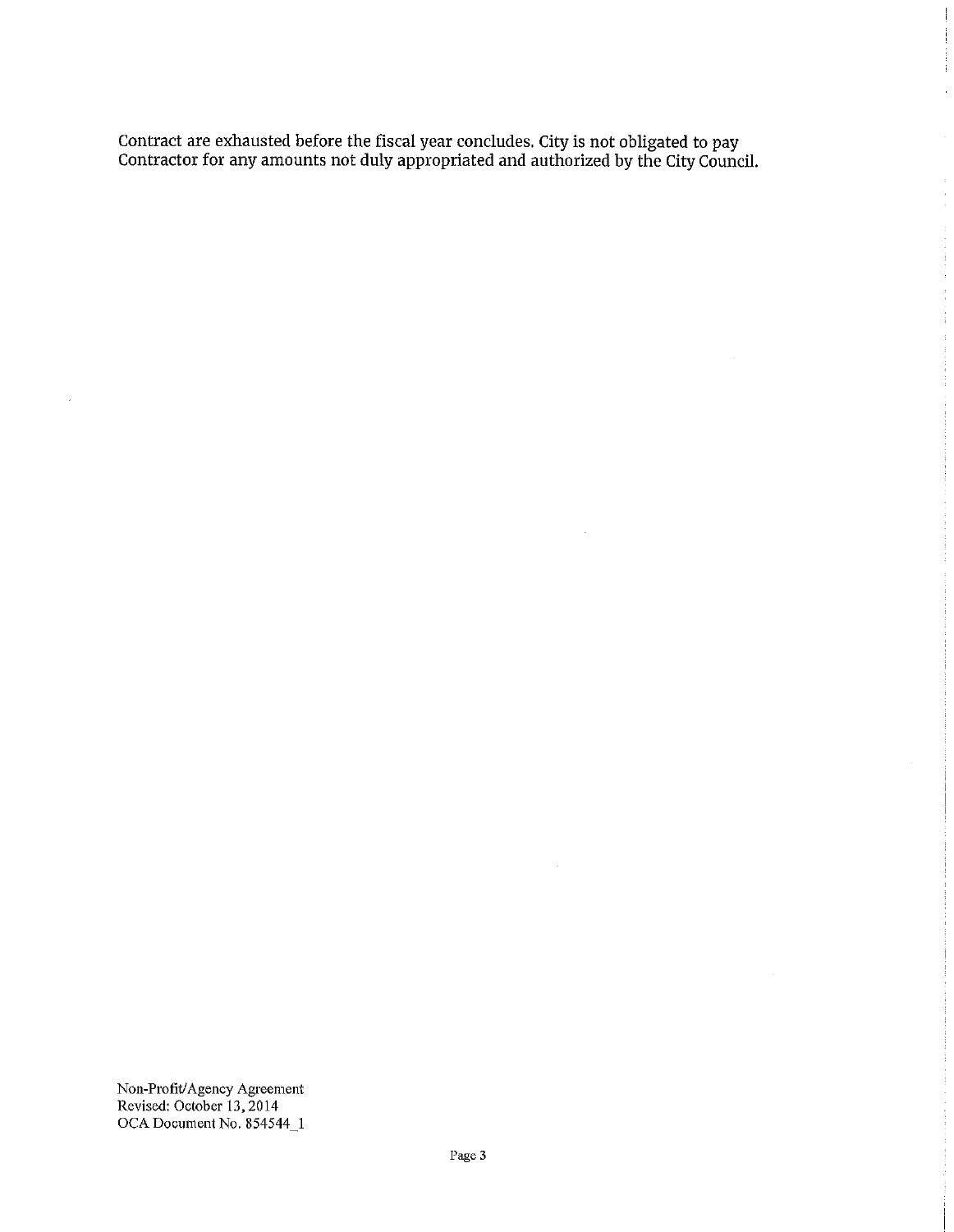Contract are exhausted before the fiscal year concludes. City is not obligated to pay Contractor for any amounts not duly appropriated and authorized by the City Council.

Non-Profit/Agency Agreement
Revised: October 13, 2014
OCA Document No. 854544_1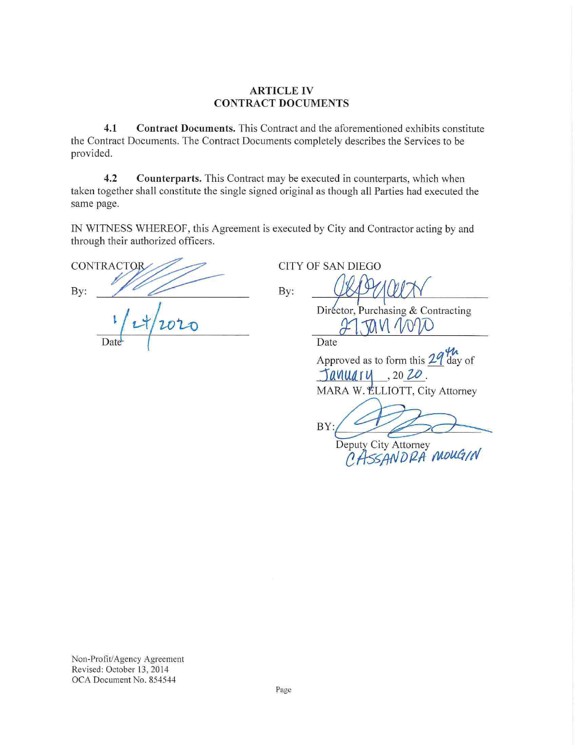## ARTICLE IV
## CONTRACT DOCUMENTS

**4.1 Contract Documents.** This Contract and the aforementioned exhibits constitute the Contract Documents. The Contract Documents completely describes the Services to be provided.

**4.2 Counterparts.** This Contract may be executed in counterparts, which when taken together shall constitute the single signed original as though all Parties had executed the same page.

IN WITNESS WHEREOF, this Agreement is executed by City and Contractor acting by and through their authorized officers.

CONTRACTOR

By: ______________________

1/24/2020
Date

CITY OF SAN DIEGO

By: ______________________
Director, Purchasing & Contracting

27 JAN 2020
Date

Approved as to form this 29th day of January, 20 20.

MARA W. ELLIOTT, City Attorney

BY: ______________________
Deputy City Attorney
CASSANDRA MOUGIN

Non-Profit/Agency Agreement
Revised: October 13, 2014
OCA Document No. 854544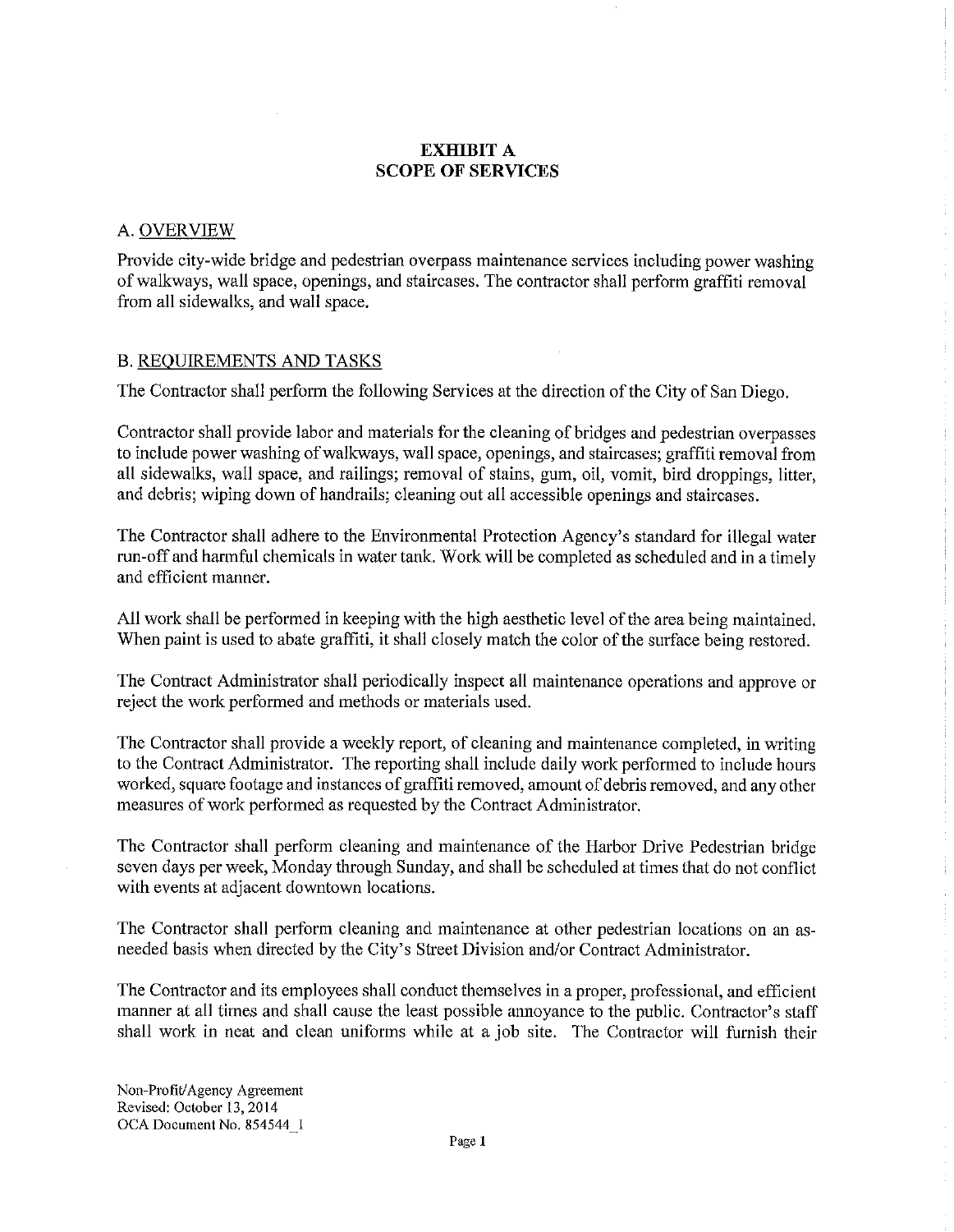# EXHIBIT A
# SCOPE OF SERVICES

## A. OVERVIEW

Provide city-wide bridge and pedestrian overpass maintenance services including power washing of walkways, wall space, openings, and staircases. The contractor shall perform graffiti removal from all sidewalks, and wall space.

## B. REQUIREMENTS AND TASKS

The Contractor shall perform the following Services at the direction of the City of San Diego.

Contractor shall provide labor and materials for the cleaning of bridges and pedestrian overpasses to include power washing of walkways, wall space, openings, and staircases; graffiti removal from all sidewalks, wall space, and railings; removal of stains, gum, oil, vomit, bird droppings, litter, and debris; wiping down of handrails; cleaning out all accessible openings and staircases.

The Contractor shall adhere to the Environmental Protection Agency's standard for illegal water run-off and harmful chemicals in water tank. Work will be completed as scheduled and in a timely and efficient manner.

All work shall be performed in keeping with the high aesthetic level of the area being maintained. When paint is used to abate graffiti, it shall closely match the color of the surface being restored.

The Contract Administrator shall periodically inspect all maintenance operations and approve or reject the work performed and methods or materials used.

The Contractor shall provide a weekly report, of cleaning and maintenance completed, in writing to the Contract Administrator. The reporting shall include daily work performed to include hours worked, square footage and instances of graffiti removed, amount of debris removed, and any other measures of work performed as requested by the Contract Administrator.

The Contractor shall perform cleaning and maintenance of the Harbor Drive Pedestrian bridge seven days per week, Monday through Sunday, and shall be scheduled at times that do not conflict with events at adjacent downtown locations.

The Contractor shall perform cleaning and maintenance at other pedestrian locations on an as-needed basis when directed by the City's Street Division and/or Contract Administrator.

The Contractor and its employees shall conduct themselves in a proper, professional, and efficient manner at all times and shall cause the least possible annoyance to the public. Contractor's staff shall work in neat and clean uniforms while at a job site. The Contractor will furnish their

Non-Profit/Agency Agreement
Revised: October 13, 2014
OCA Document No. 854544_1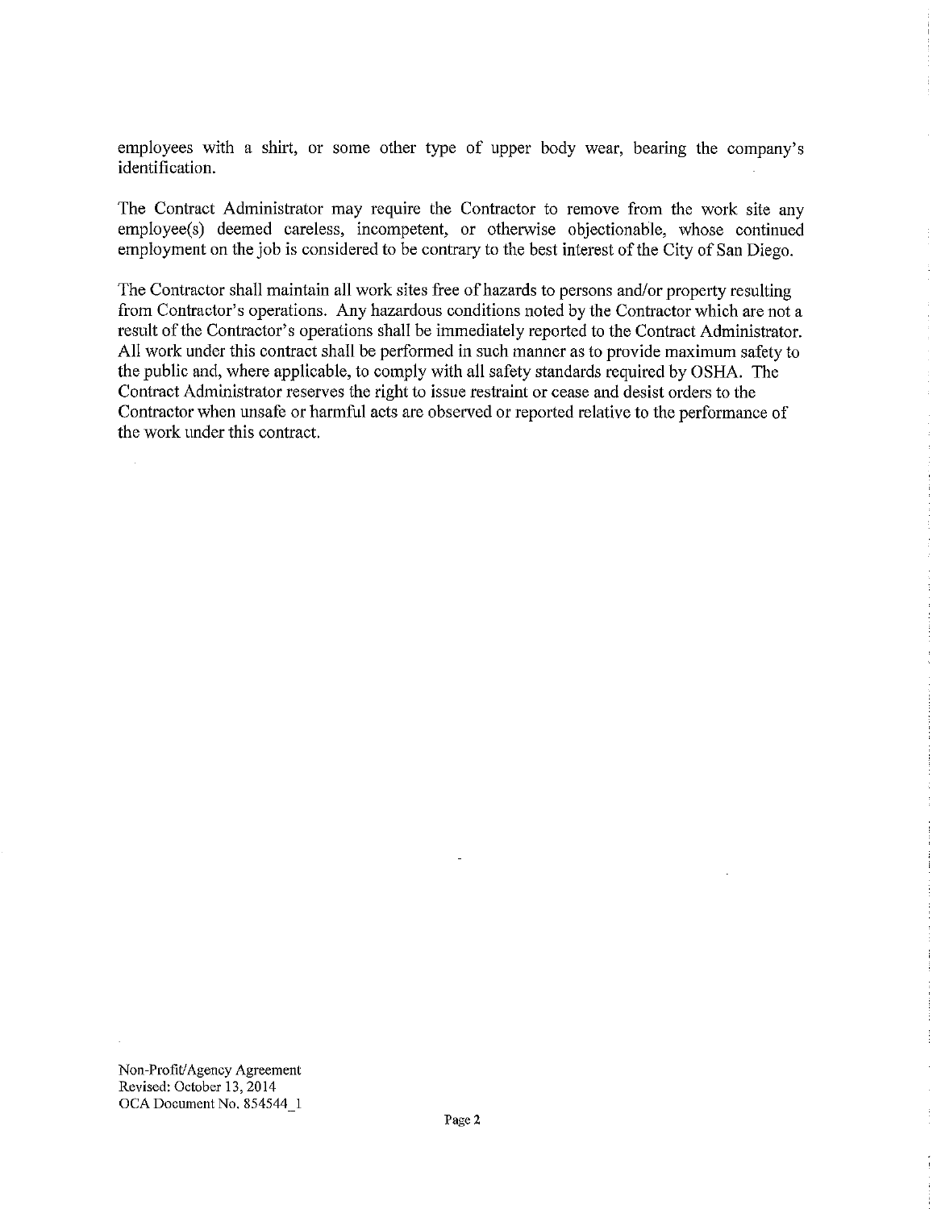employees with a shirt, or some other type of upper body wear, bearing the company's identification.

The Contract Administrator may require the Contractor to remove from the work site any employee(s) deemed careless, incompetent, or otherwise objectionable, whose continued employment on the job is considered to be contrary to the best interest of the City of San Diego.

The Contractor shall maintain all work sites free of hazards to persons and/or property resulting from Contractor's operations. Any hazardous conditions noted by the Contractor which are not a result of the Contractor's operations shall be immediately reported to the Contract Administrator. All work under this contract shall be performed in such manner as to provide maximum safety to the public and, where applicable, to comply with all safety standards required by OSHA. The Contract Administrator reserves the right to issue restraint or cease and desist orders to the Contractor when unsafe or harmful acts are observed or reported relative to the performance of the work under this contract.